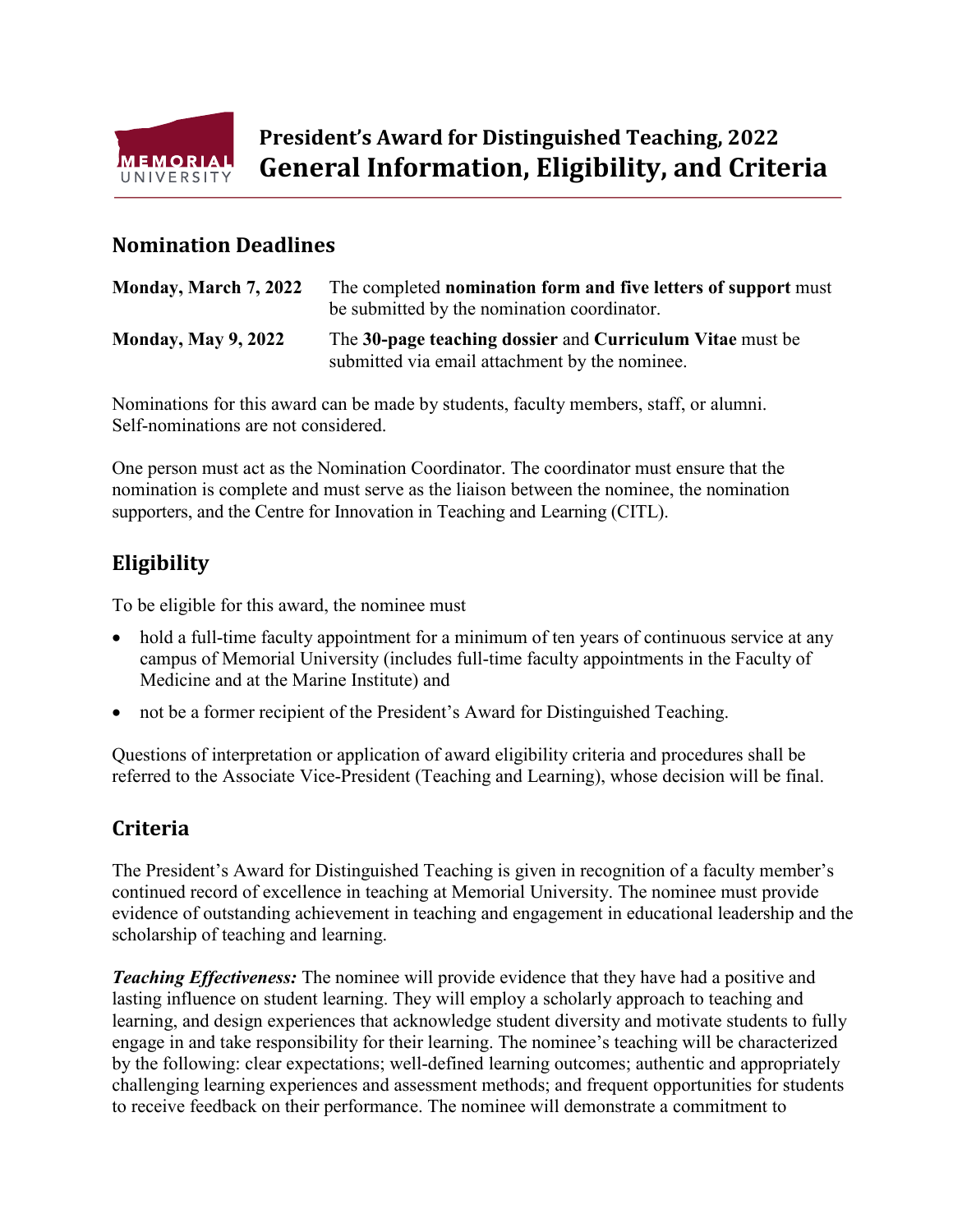# President's Award for Distinguished Teaching, 2022
# General Information, Eligibility, and Criteria

## Nomination Deadlines

| | |
|---|---|
| **Monday, March 7, 2022** | The completed **nomination form and five letters of support** must be submitted by the nomination coordinator. |
| **Monday, May 9, 2022** | The **30-page teaching dossier** and **Curriculum Vitae** must be submitted via email attachment by the nominee. |

Nominations for this award can be made by students, faculty members, staff, or alumni. Self-nominations are not considered.

One person must act as the Nomination Coordinator. The coordinator must ensure that the nomination is complete and must serve as the liaison between the nominee, the nomination supporters, and the Centre for Innovation in Teaching and Learning (CITL).

## Eligibility

To be eligible for this award, the nominee must

- hold a full-time faculty appointment for a minimum of ten years of continuous service at any campus of Memorial University (includes full-time faculty appointments in the Faculty of Medicine and at the Marine Institute) and
- not be a former recipient of the President's Award for Distinguished Teaching.

Questions of interpretation or application of award eligibility criteria and procedures shall be referred to the Associate Vice-President (Teaching and Learning), whose decision will be final.

## Criteria

The President's Award for Distinguished Teaching is given in recognition of a faculty member's continued record of excellence in teaching at Memorial University. The nominee must provide evidence of outstanding achievement in teaching and engagement in educational leadership and the scholarship of teaching and learning.

***Teaching Effectiveness:*** The nominee will provide evidence that they have had a positive and lasting influence on student learning. They will employ a scholarly approach to teaching and learning, and design experiences that acknowledge student diversity and motivate students to fully engage in and take responsibility for their learning. The nominee's teaching will be characterized by the following: clear expectations; well-defined learning outcomes; authentic and appropriately challenging learning experiences and assessment methods; and frequent opportunities for students to receive feedback on their performance. The nominee will demonstrate a commitment to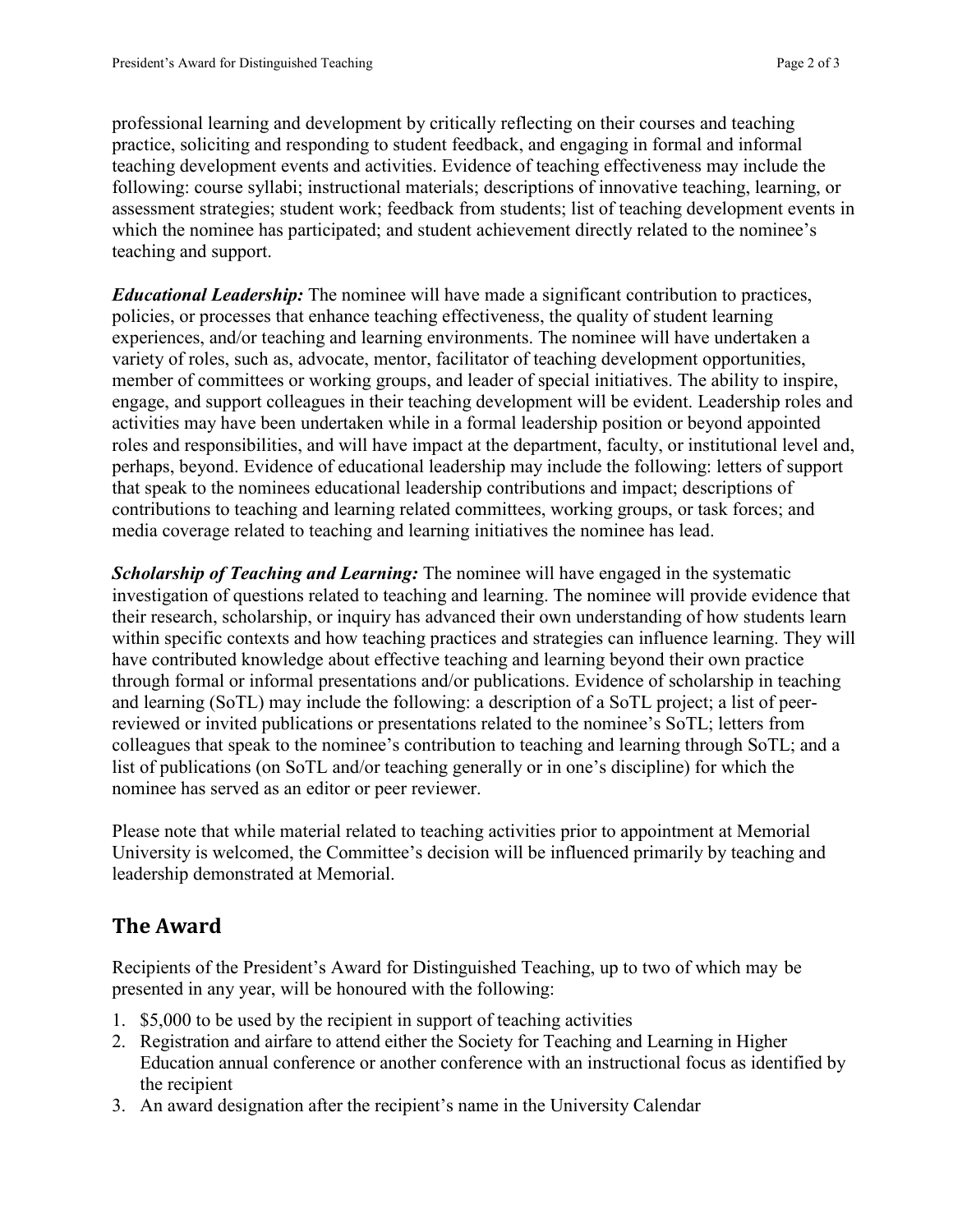professional learning and development by critically reflecting on their courses and teaching practice, soliciting and responding to student feedback, and engaging in formal and informal teaching development events and activities. Evidence of teaching effectiveness may include the following: course syllabi; instructional materials; descriptions of innovative teaching, learning, or assessment strategies; student work; feedback from students; list of teaching development events in which the nominee has participated; and student achievement directly related to the nominee's teaching and support.

***Educational Leadership:*** The nominee will have made a significant contribution to practices, policies, or processes that enhance teaching effectiveness, the quality of student learning experiences, and/or teaching and learning environments. The nominee will have undertaken a variety of roles, such as, advocate, mentor, facilitator of teaching development opportunities, member of committees or working groups, and leader of special initiatives. The ability to inspire, engage, and support colleagues in their teaching development will be evident. Leadership roles and activities may have been undertaken while in a formal leadership position or beyond appointed roles and responsibilities, and will have impact at the department, faculty, or institutional level and, perhaps, beyond. Evidence of educational leadership may include the following: letters of support that speak to the nominees educational leadership contributions and impact; descriptions of contributions to teaching and learning related committees, working groups, or task forces; and media coverage related to teaching and learning initiatives the nominee has lead.

***Scholarship of Teaching and Learning:*** The nominee will have engaged in the systematic investigation of questions related to teaching and learning. The nominee will provide evidence that their research, scholarship, or inquiry has advanced their own understanding of how students learn within specific contexts and how teaching practices and strategies can influence learning. They will have contributed knowledge about effective teaching and learning beyond their own practice through formal or informal presentations and/or publications. Evidence of scholarship in teaching and learning (SoTL) may include the following: a description of a SoTL project; a list of peer-reviewed or invited publications or presentations related to the nominee's SoTL; letters from colleagues that speak to the nominee's contribution to teaching and learning through SoTL; and a list of publications (on SoTL and/or teaching generally or in one's discipline) for which the nominee has served as an editor or peer reviewer.

Please note that while material related to teaching activities prior to appointment at Memorial University is welcomed, the Committee's decision will be influenced primarily by teaching and leadership demonstrated at Memorial.

## The Award

Recipients of the President's Award for Distinguished Teaching, up to two of which may be presented in any year, will be honoured with the following:

1. $5,000 to be used by the recipient in support of teaching activities
2. Registration and airfare to attend either the Society for Teaching and Learning in Higher Education annual conference or another conference with an instructional focus as identified by the recipient
3. An award designation after the recipient's name in the University Calendar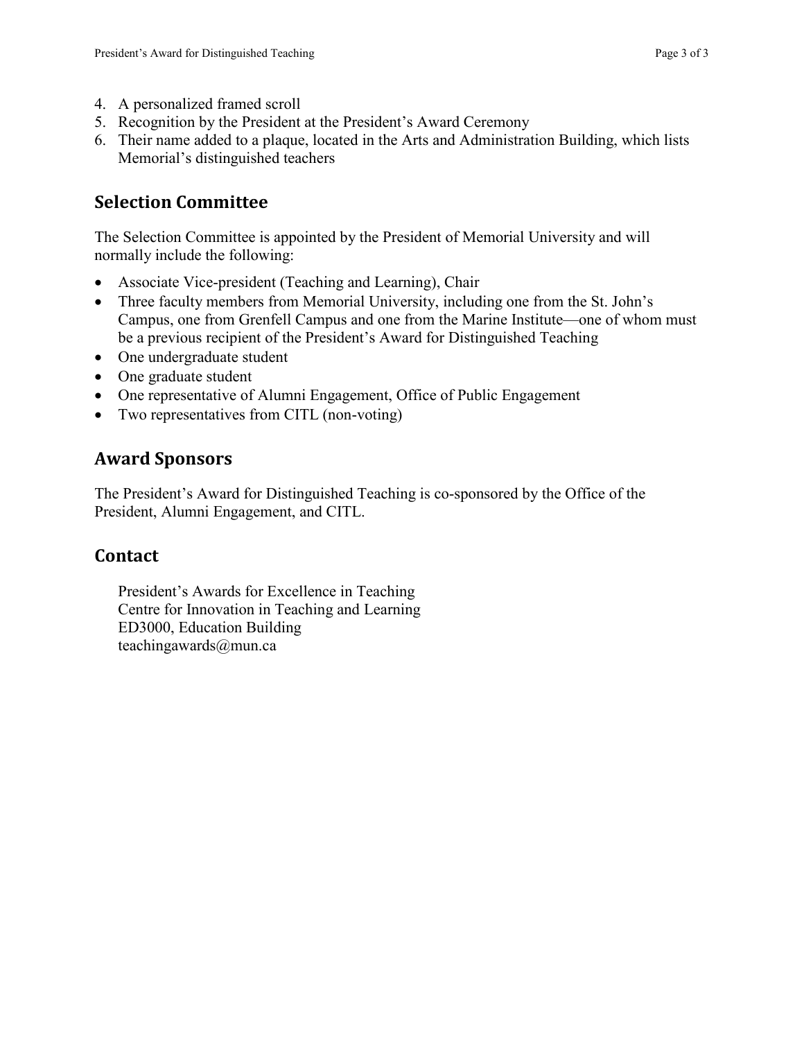4. A personalized framed scroll
5. Recognition by the President at the President's Award Ceremony
6. Their name added to a plaque, located in the Arts and Administration Building, which lists Memorial's distinguished teachers

## Selection Committee

The Selection Committee is appointed by the President of Memorial University and will normally include the following:

- Associate Vice-president (Teaching and Learning), Chair
- Three faculty members from Memorial University, including one from the St. John's Campus, one from Grenfell Campus and one from the Marine Institute—one of whom must be a previous recipient of the President's Award for Distinguished Teaching
- One undergraduate student
- One graduate student
- One representative of Alumni Engagement, Office of Public Engagement
- Two representatives from CITL (non-voting)

## Award Sponsors

The President's Award for Distinguished Teaching is co-sponsored by the Office of the President, Alumni Engagement, and CITL.

## Contact

President's Awards for Excellence in Teaching
Centre for Innovation in Teaching and Learning
ED3000, Education Building
teachingawards@mun.ca